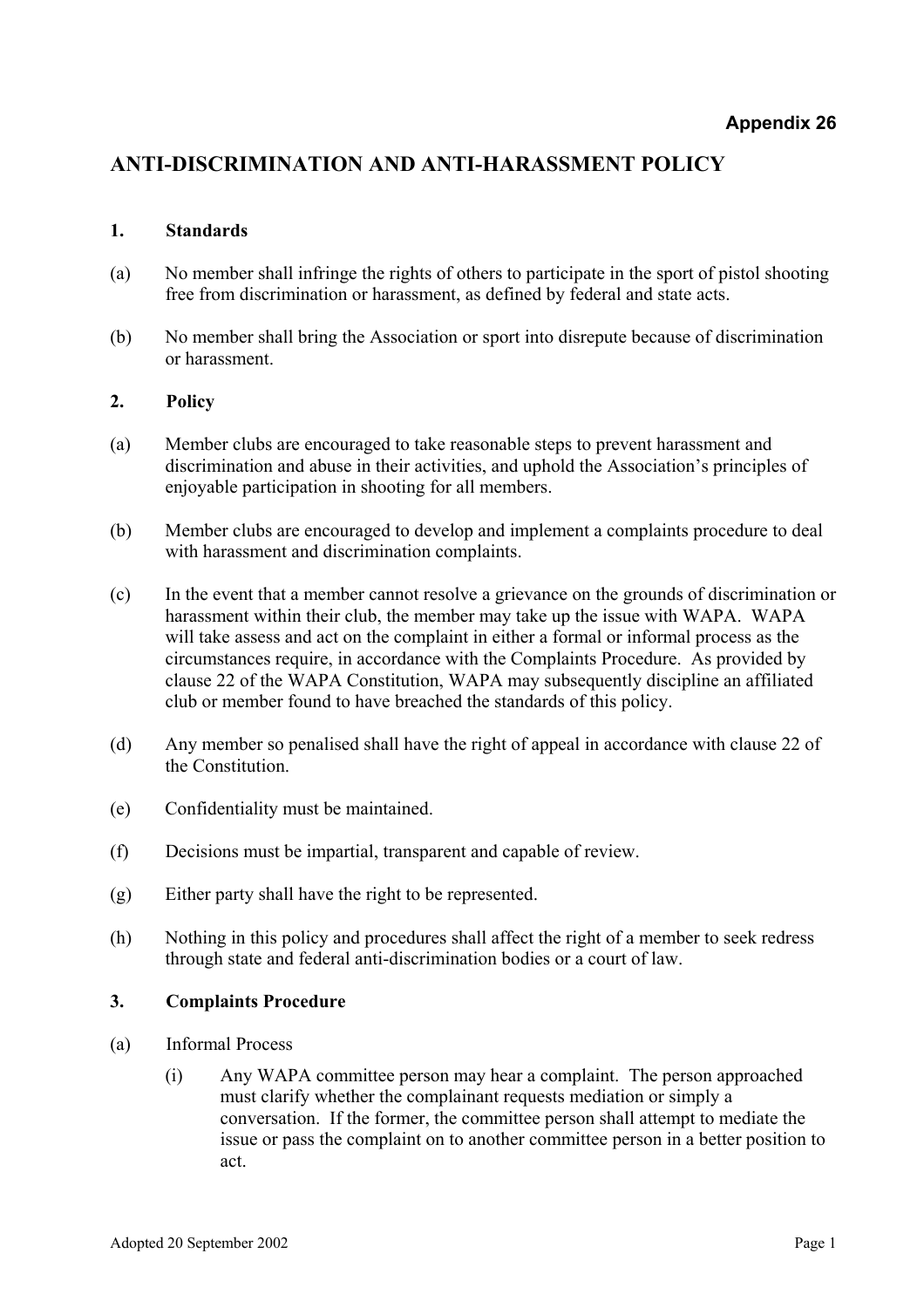**Appendix 26**

# ANTI-DISCRIMINATION AND ANTI-HARASSMENT POLICY

## 1. Standards

(a) No member shall infringe the rights of others to participate in the sport of pistol shooting free from discrimination or harassment, as defined by federal and state acts.

(b) No member shall bring the Association or sport into disrepute because of discrimination or harassment.

## 2. Policy

(a) Member clubs are encouraged to take reasonable steps to prevent harassment and discrimination and abuse in their activities, and uphold the Association's principles of enjoyable participation in shooting for all members.

(b) Member clubs are encouraged to develop and implement a complaints procedure to deal with harassment and discrimination complaints.

(c) In the event that a member cannot resolve a grievance on the grounds of discrimination or harassment within their club, the member may take up the issue with WAPA. WAPA will take assess and act on the complaint in either a formal or informal process as the circumstances require, in accordance with the Complaints Procedure. As provided by clause 22 of the WAPA Constitution, WAPA may subsequently discipline an affiliated club or member found to have breached the standards of this policy.

(d) Any member so penalised shall have the right of appeal in accordance with clause 22 of the Constitution.

(e) Confidentiality must be maintained.

(f) Decisions must be impartial, transparent and capable of review.

(g) Either party shall have the right to be represented.

(h) Nothing in this policy and procedures shall affect the right of a member to seek redress through state and federal anti-discrimination bodies or a court of law.

## 3. Complaints Procedure

(a) Informal Process

(i) Any WAPA committee person may hear a complaint. The person approached must clarify whether the complainant requests mediation or simply a conversation. If the former, the committee person shall attempt to mediate the issue or pass the complaint on to another committee person in a better position to act.

Adopted 20 September 2002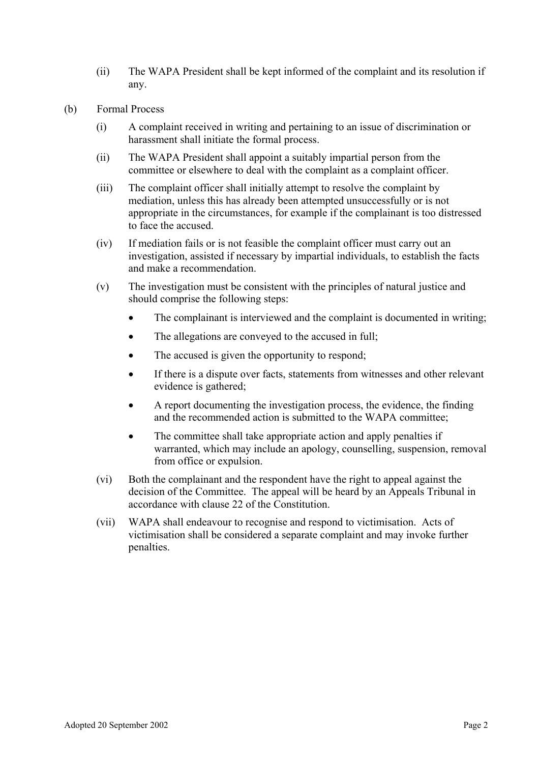(ii) The WAPA President shall be kept informed of the complaint and its resolution if any.

(b) Formal Process

(i) A complaint received in writing and pertaining to an issue of discrimination or harassment shall initiate the formal process.

(ii) The WAPA President shall appoint a suitably impartial person from the committee or elsewhere to deal with the complaint as a complaint officer.

(iii) The complaint officer shall initially attempt to resolve the complaint by mediation, unless this has already been attempted unsuccessfully or is not appropriate in the circumstances, for example if the complainant is too distressed to face the accused.

(iv) If mediation fails or is not feasible the complaint officer must carry out an investigation, assisted if necessary by impartial individuals, to establish the facts and make a recommendation.

(v) The investigation must be consistent with the principles of natural justice and should comprise the following steps:

- The complainant is interviewed and the complaint is documented in writing;
- The allegations are conveyed to the accused in full;
- The accused is given the opportunity to respond;
- If there is a dispute over facts, statements from witnesses and other relevant evidence is gathered;
- A report documenting the investigation process, the evidence, the finding and the recommended action is submitted to the WAPA committee;
- The committee shall take appropriate action and apply penalties if warranted, which may include an apology, counselling, suspension, removal from office or expulsion.

(vi) Both the complainant and the respondent have the right to appeal against the decision of the Committee. The appeal will be heard by an Appeals Tribunal in accordance with clause 22 of the Constitution.

(vii) WAPA shall endeavour to recognise and respond to victimisation. Acts of victimisation shall be considered a separate complaint and may invoke further penalties.

Adopted 20 September 2002